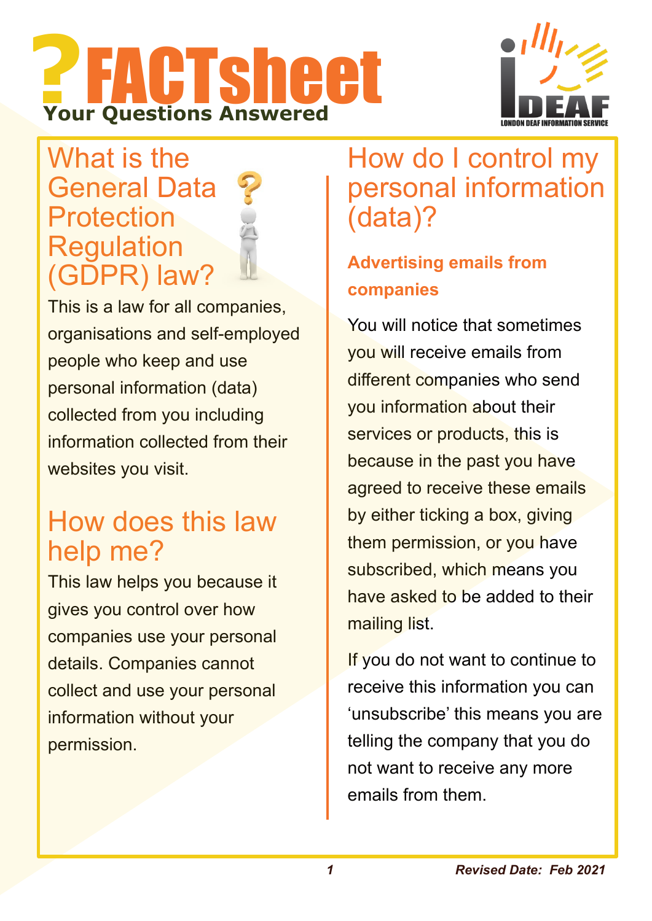# ?FACTsheet

**Your Questions Answered**

LONDON DEAF INFORMATION SERVICE

## What is the General Data Protection Regulation (GDPR) law?

This is a law for all companies, organisations and self-employed people who keep and use personal information (data) collected from you including information collected from their websites you visit.

## How does this law help me?

This law helps you because it gives you control over how companies use your personal details. Companies cannot collect and use your personal information without your permission.

## How do I control my personal information (data)?

### Advertising emails from companies

You will notice that sometimes you will receive emails from different companies who send you information about their services or products, this is because in the past you have agreed to receive these emails by either ticking a box, giving them permission, or you have subscribed, which means you have asked to be added to their mailing list.

If you do not want to continue to receive this information you can 'unsubscribe' this means you are telling the company that you do not want to receive any more emails from them.

***Revised Date: Feb 2021***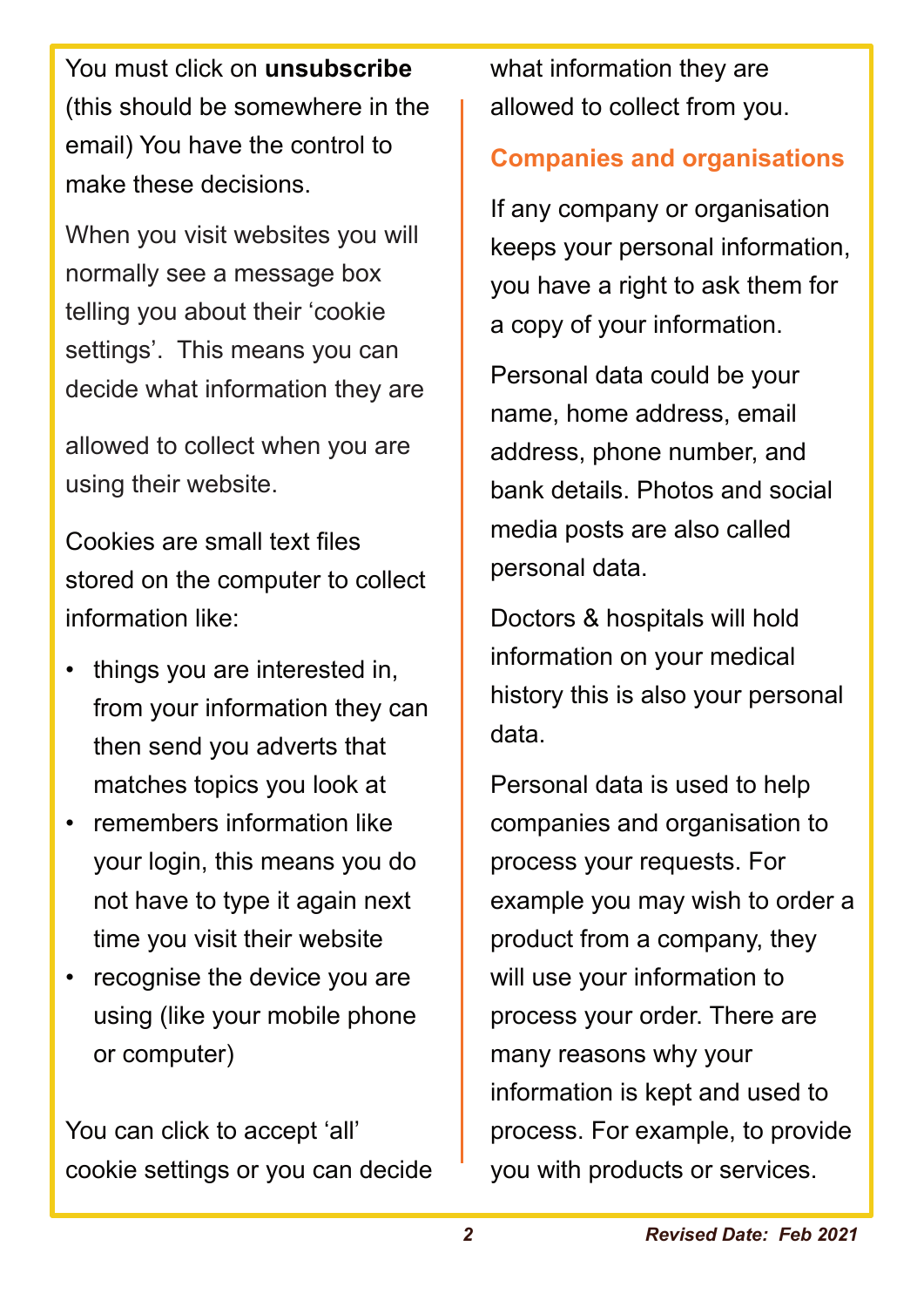You must click on **unsubscribe** (this should be somewhere in the email) You have the control to make these decisions.

When you visit websites you will normally see a message box telling you about their 'cookie settings'. This means you can decide what information they are

allowed to collect when you are using their website.

Cookies are small text files stored on the computer to collect information like:

- things you are interested in, from your information they can then send you adverts that matches topics you look at
- remembers information like your login, this means you do not have to type it again next time you visit their website
- recognise the device you are using (like your mobile phone or computer)

You can click to accept 'all' cookie settings or you can decide what information they are allowed to collect from you.

## Companies and organisations

If any company or organisation keeps your personal information, you have a right to ask them for a copy of your information.

Personal data could be your name, home address, email address, phone number, and bank details. Photos and social media posts are also called personal data.

Doctors & hospitals will hold information on your medical history this is also your personal data.

Personal data is used to help companies and organisation to process your requests. For example you may wish to order a product from a company, they will use your information to process your order. There are many reasons why your information is kept and used to process. For example, to provide you with products or services.

*Revised Date: Feb 2021*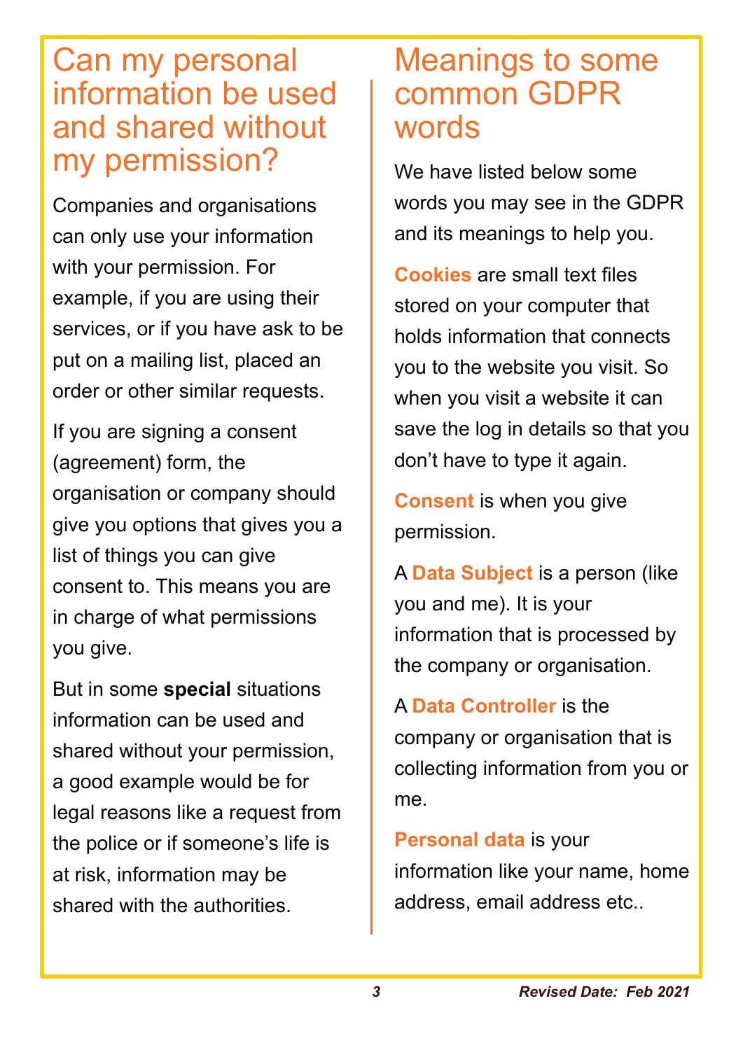# Can my personal information be used and shared without my permission?

Companies and organisations can only use your information with your permission. For example, if you are using their services, or if you have ask to be put on a mailing list, placed an order or other similar requests.

If you are signing a consent (agreement) form, the organisation or company should give you options that gives you a list of things you can give consent to. This means you are in charge of what permissions you give.

But in some **special** situations information can be used and shared without your permission, a good example would be for legal reasons like a request from the police or if someone's life is at risk, information may be shared with the authorities.

# Meanings to some common GDPR words

We have listed below some words you may see in the GDPR and its meanings to help you.

**Cookies** are small text files stored on your computer that holds information that connects you to the website you visit. So when you visit a website it can save the log in details so that you don't have to type it again.

**Consent** is when you give permission.

A **Data Subject** is a person (like you and me). It is your information that is processed by the company or organisation.

A **Data Controller** is the company or organisation that is collecting information from you or me.

**Personal data** is your information like your name, home address, email address etc..

***Revised Date: Feb 2021***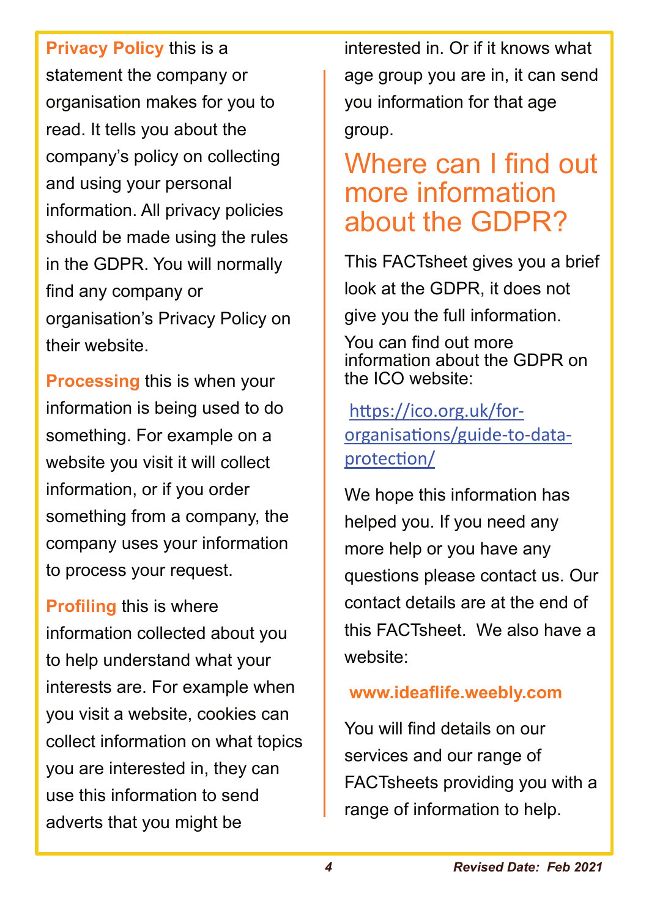**Privacy Policy** this is a statement the company or organisation makes for you to read. It tells you about the company's policy on collecting and using your personal information. All privacy policies should be made using the rules in the GDPR. You will normally find any company or organisation's Privacy Policy on their website.

**Processing** this is when your information is being used to do something. For example on a website you visit it will collect information, or if you order something from a company, the company uses your information to process your request.

**Profiling** this is where information collected about you to help understand what your interests are. For example when you visit a website, cookies can collect information on what topics you are interested in, they can use this information to send adverts that you might be interested in. Or if it knows what age group you are in, it can send you information for that age group.

## Where can I find out more information about the GDPR?

This FACTsheet gives you a brief look at the GDPR, it does not give you the full information.

You can find out more information about the GDPR on the ICO website:

https://ico.org.uk/for-organisations/guide-to-data-protection/

We hope this information has helped you. If you need any more help or you have any questions please contact us. Our contact details are at the end of this FACTsheet. We also have a website:

**www.ideaflife.weebly.com**

You will find details on our services and our range of FACTsheets providing you with a range of information to help.

*Revised Date: Feb 2021*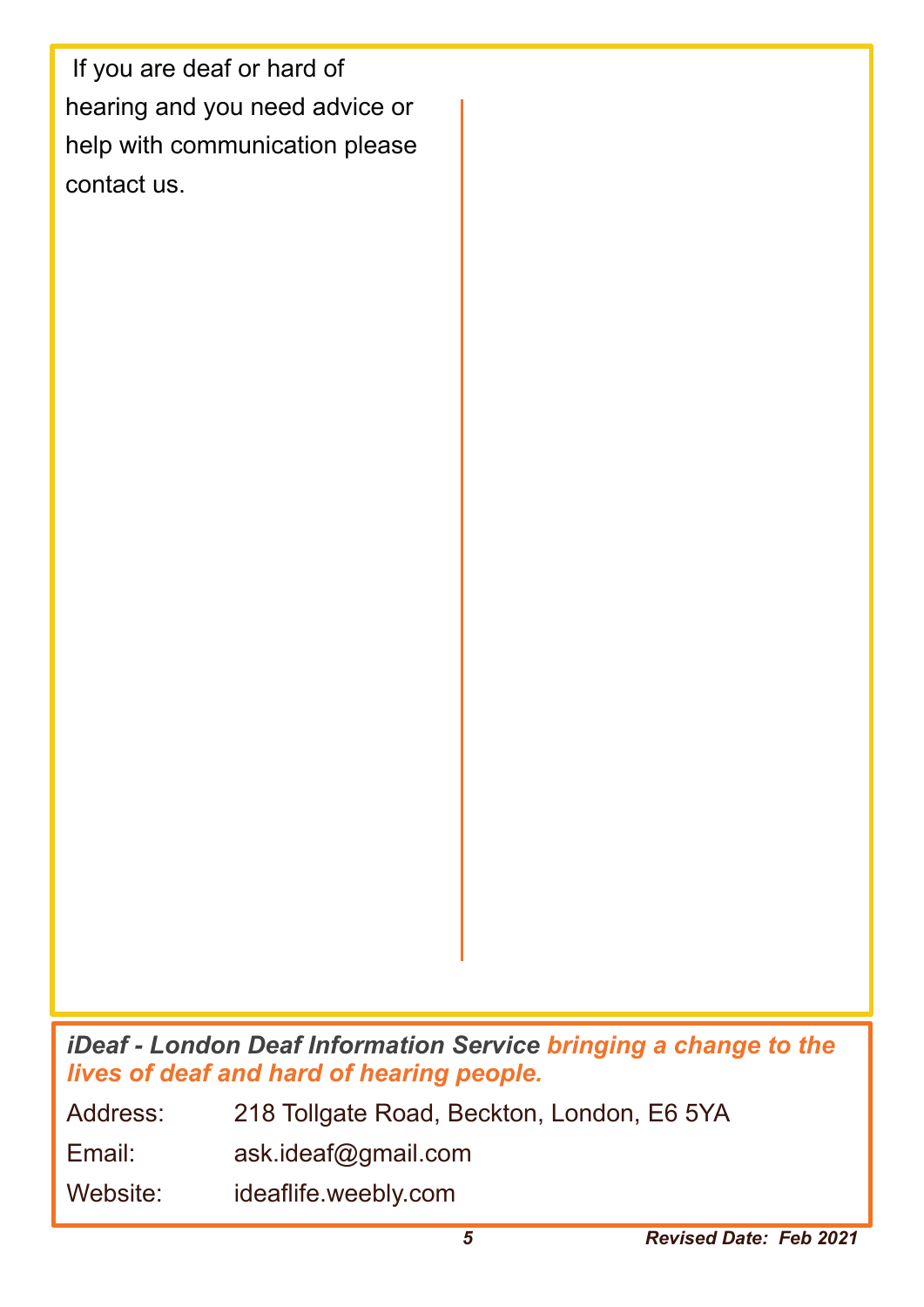If you are deaf or hard of hearing and you need advice or help with communication please contact us.

***iDeaf - London Deaf Information Service** bringing a change to the lives of deaf and hard of hearing people.*

| | |
|---|---|
| Address: | 218 Tollgate Road, Beckton, London, E6 5YA |
| Email: | ask.ideaf@gmail.com |
| Website: | ideaflife.weebly.com |

***Revised Date: Feb 2021***